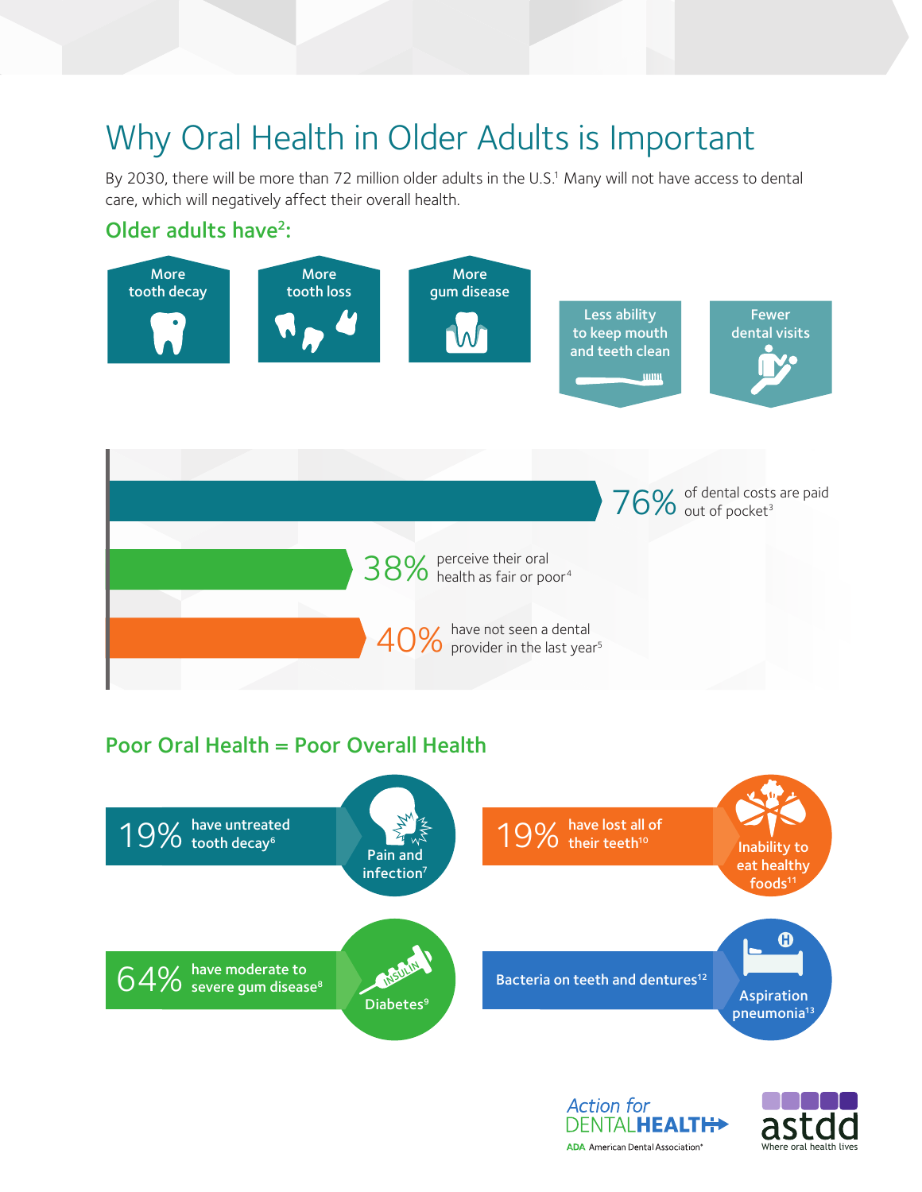# Why Oral Health in Older Adults is Important

By 2030, there will be more than 72 million older adults in the U.S.[1] Many will not have access to dental care, which will negatively affect their overall health.

## Older adults have[2]:

- More tooth decay
- More tooth loss
- More gum disease
- Less ability to keep mouth and teeth clean
- Fewer dental visits

**76%** of dental costs are paid out of pocket[3]

**38%** perceive their oral health as fair or poor[4]

**40%** have not seen a dental provider in the last year[5]

## Poor Oral Health = Poor Overall Health

**19%** have untreated tooth decay[6] → Pain and infection[7]

**19%** have lost all of their teeth[10] → Inability to eat healthy foods[11]

**64%** have moderate to severe gum disease[8] → Diabetes[9]

Bacteria on teeth and dentures[12] → Aspiration pneumonia[13]

Action for DENTAL HEALTH — ADA American Dental Association®

astdd — Where oral health lives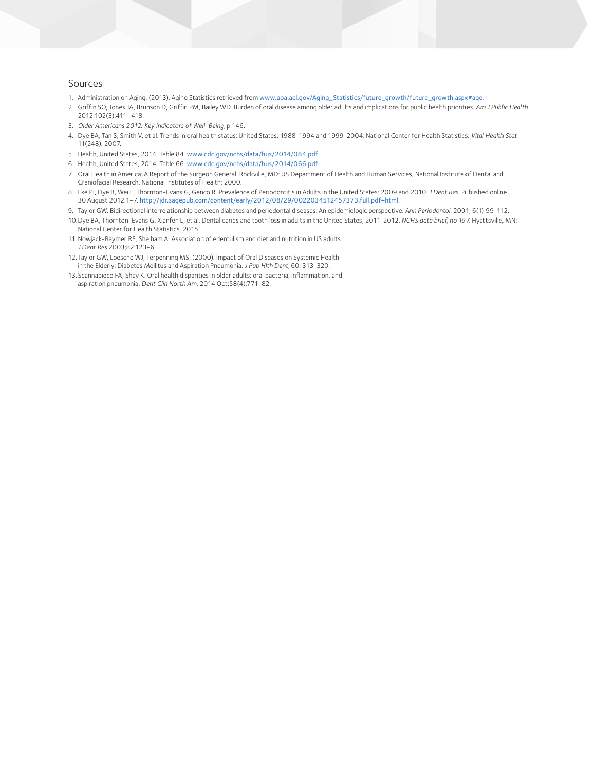## Sources

1. Administration on Aging. (2013). Aging Statistics retrieved from www.aoa.acl.gov/Aging_Statistics/future_growth/future_growth.aspx#age.
2. Griffin SO, Jones JA, Brunson D, Griffin PM, Bailey WD. Burden of oral disease among older adults and implications for public health priorities. *Am J Public Health.* 2012:102(3):411–418.
3. *Older Americans 2012: Key Indicators of Well-Being,* p 146.
4. Dye BA, Tan S, Smith V, et al. Trends in oral health status: United States, 1988-1994 and 1999-2004. National Center for Health Statistics. *Vital Health Stat* 11(248). 2007.
5. Health, United States, 2014, Table 84. www.cdc.gov/nchs/data/hus/2014/084.pdf.
6. Health, United States, 2014, Table 66. www.cdc.gov/nchs/data/hus/2014/066.pdf.
7. Oral Health in America: A Report of the Surgeon General. Rockville, MD: US Department of Health and Human Services, National Institute of Dental and Craniofacial Research, National Institutes of Health; 2000.
8. Eke PI, Dye B, Wei L, Thornton-Evans G, Genco R. Prevalence of Periodontitis in Adults in the United States: 2009 and 2010. *J Dent Res.* Published online 30 August 2012:1–7. http://jdr.sagepub.com/content/early/2012/08/29/0022034512457373.full.pdf+html.
9. Taylor GW. Bidirectional interrelationship between diabetes and periodontal diseases: An epidemiologic perspective. *Ann Periodontol.* 2001; 6(1) 99-112.
10. Dye BA, Thornton-Evans G, Xianfen L, et al. Dental caries and tooth loss in adults in the United States, 2011-2012. *NCHS data brief, no 197.* Hyattsville, MN: National Center for Health Statistics. 2015.
11. Nowjack-Raymer RE, Sheiham A. Association of edentulism and diet and nutrition in US adults. *J Dent Res* 2003;82:123-6.
12. Taylor GW, Loesche WJ, Terpenning MS. (2000). Impact of Oral Diseases on Systemic Health in the Elderly: Diabetes Mellitus and Aspiration Pneumonia. *J Pub Hlth Dent*, 60: 313-320.
13. Scannapieco FA, Shay K. Oral health disparities in older adults: oral bacteria, inflammation, and aspiration pneumonia. *Dent Clin North Am.* 2014 Oct;58(4):771-82.